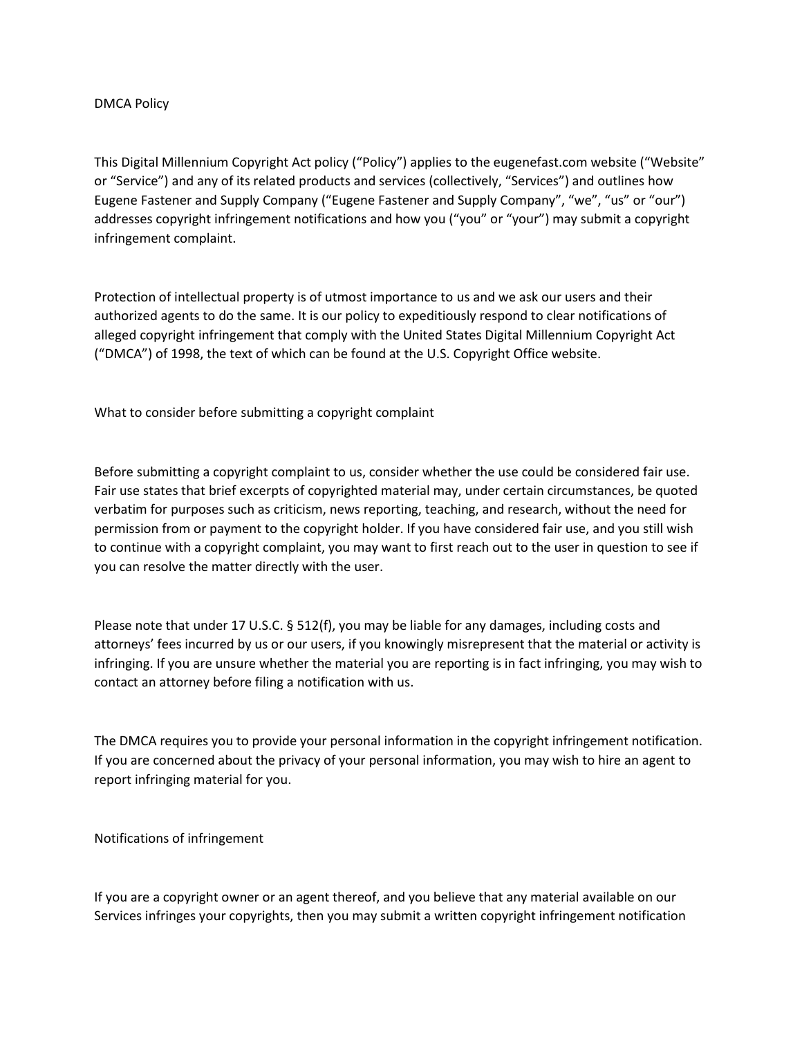# DMCA Policy

This Digital Millennium Copyright Act policy (“Policy”) applies to the eugenefast.com website (“Website” or “Service”) and any of its related products and services (collectively, “Services”) and outlines how Eugene Fastener and Supply Company (“Eugene Fastener and Supply Company”, “we”, “us” or “our”) addresses copyright infringement notifications and how you (“you” or “your”) may submit a copyright infringement complaint.

Protection of intellectual property is of utmost importance to us and we ask our users and their authorized agents to do the same. It is our policy to expeditiously respond to clear notifications of alleged copyright infringement that comply with the United States Digital Millennium Copyright Act (“DMCA”) of 1998, the text of which can be found at the U.S. Copyright Office website.

## What to consider before submitting a copyright complaint

Before submitting a copyright complaint to us, consider whether the use could be considered fair use. Fair use states that brief excerpts of copyrighted material may, under certain circumstances, be quoted verbatim for purposes such as criticism, news reporting, teaching, and research, without the need for permission from or payment to the copyright holder. If you have considered fair use, and you still wish to continue with a copyright complaint, you may want to first reach out to the user in question to see if you can resolve the matter directly with the user.

Please note that under 17 U.S.C. § 512(f), you may be liable for any damages, including costs and attorneys’ fees incurred by us or our users, if you knowingly misrepresent that the material or activity is infringing. If you are unsure whether the material you are reporting is in fact infringing, you may wish to contact an attorney before filing a notification with us.

The DMCA requires you to provide your personal information in the copyright infringement notification. If you are concerned about the privacy of your personal information, you may wish to hire an agent to report infringing material for you.

## Notifications of infringement

If you are a copyright owner or an agent thereof, and you believe that any material available on our Services infringes your copyrights, then you may submit a written copyright infringement notification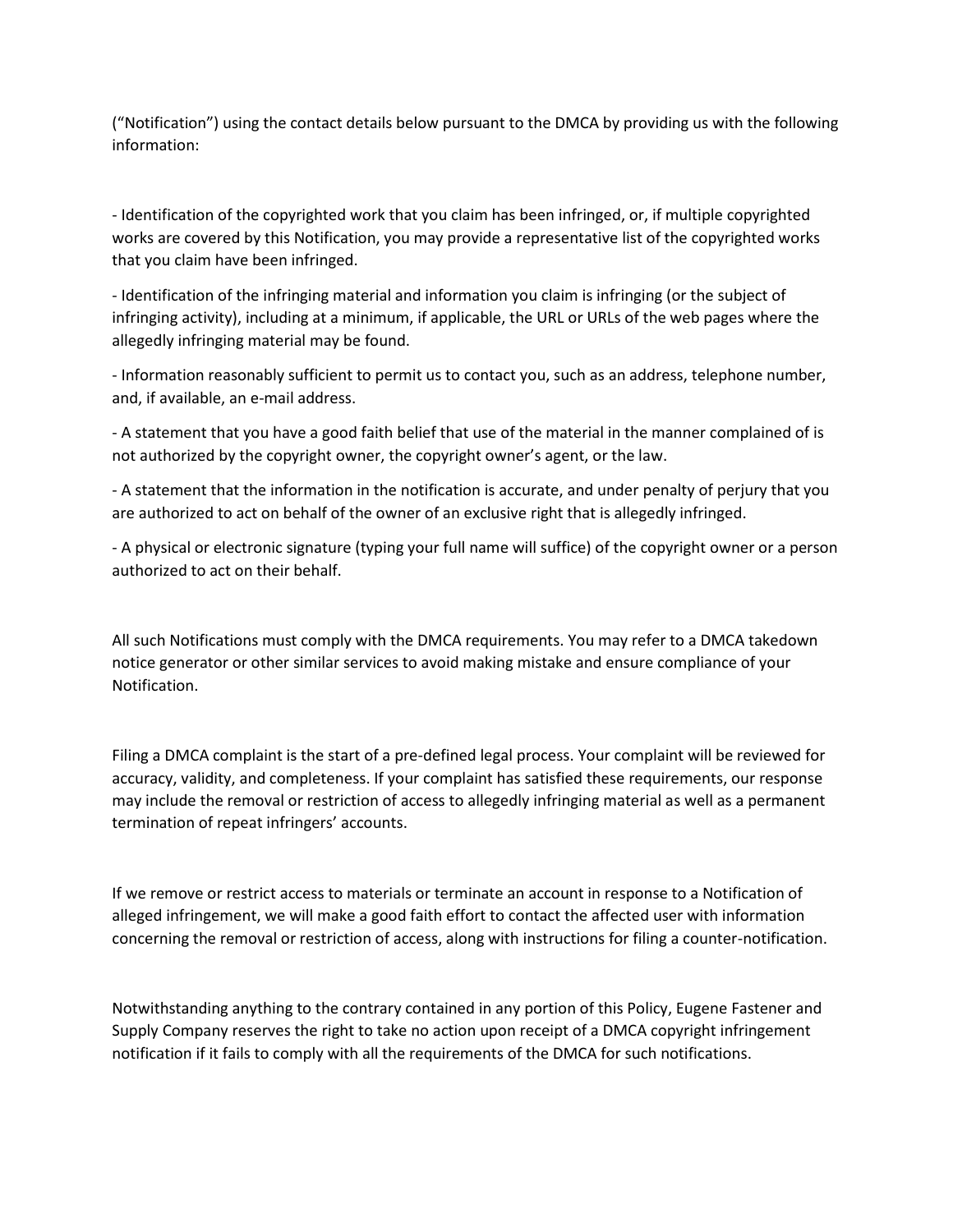("Notification") using the contact details below pursuant to the DMCA by providing us with the following information:

- Identification of the copyrighted work that you claim has been infringed, or, if multiple copyrighted works are covered by this Notification, you may provide a representative list of the copyrighted works that you claim have been infringed.
- Identification of the infringing material and information you claim is infringing (or the subject of infringing activity), including at a minimum, if applicable, the URL or URLs of the web pages where the allegedly infringing material may be found.
- Information reasonably sufficient to permit us to contact you, such as an address, telephone number, and, if available, an e-mail address.
- A statement that you have a good faith belief that use of the material in the manner complained of is not authorized by the copyright owner, the copyright owner's agent, or the law.
- A statement that the information in the notification is accurate, and under penalty of perjury that you are authorized to act on behalf of the owner of an exclusive right that is allegedly infringed.
- A physical or electronic signature (typing your full name will suffice) of the copyright owner or a person authorized to act on their behalf.

All such Notifications must comply with the DMCA requirements. You may refer to a DMCA takedown notice generator or other similar services to avoid making mistake and ensure compliance of your Notification.

Filing a DMCA complaint is the start of a pre-defined legal process. Your complaint will be reviewed for accuracy, validity, and completeness. If your complaint has satisfied these requirements, our response may include the removal or restriction of access to allegedly infringing material as well as a permanent termination of repeat infringers' accounts.

If we remove or restrict access to materials or terminate an account in response to a Notification of alleged infringement, we will make a good faith effort to contact the affected user with information concerning the removal or restriction of access, along with instructions for filing a counter-notification.

Notwithstanding anything to the contrary contained in any portion of this Policy, Eugene Fastener and Supply Company reserves the right to take no action upon receipt of a DMCA copyright infringement notification if it fails to comply with all the requirements of the DMCA for such notifications.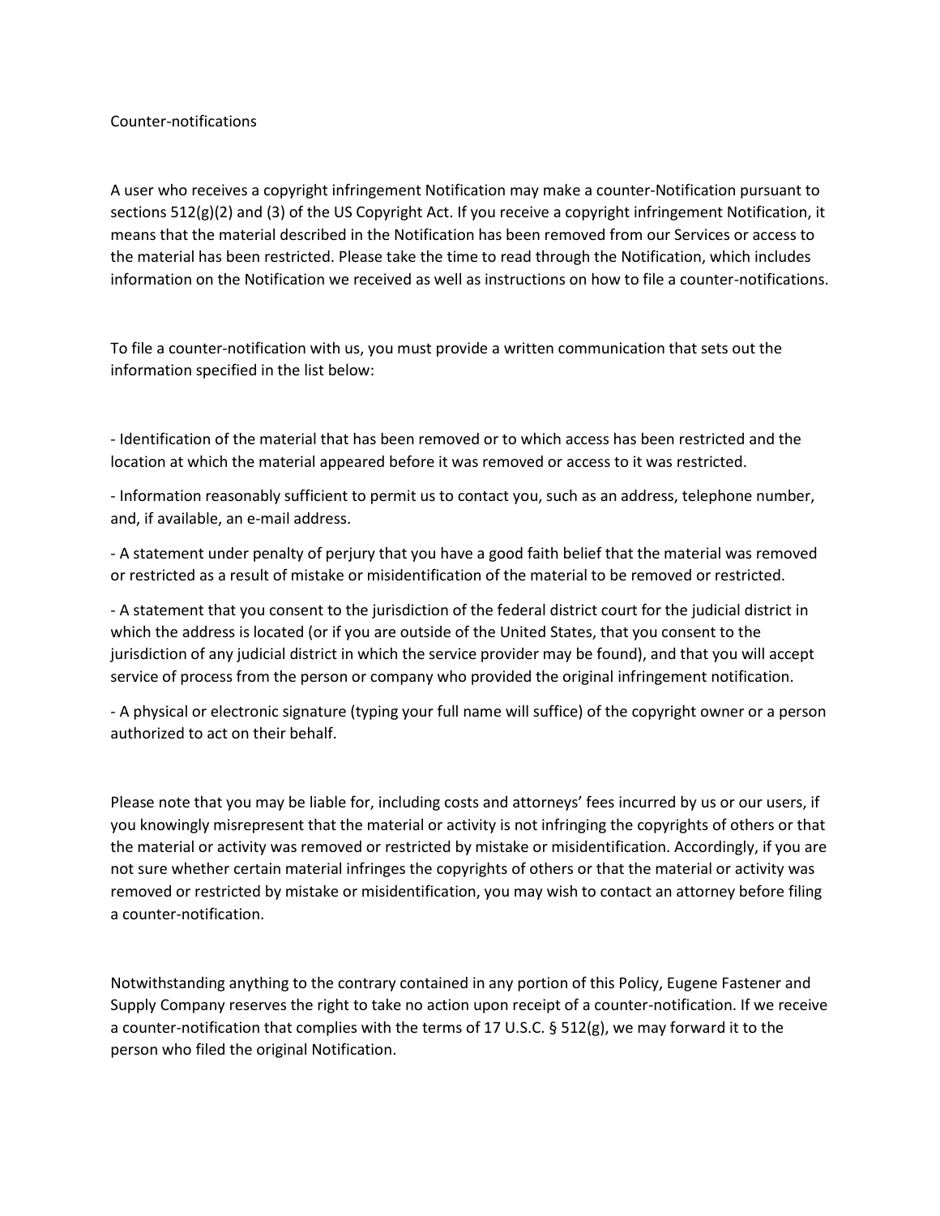## Counter-notifications

A user who receives a copyright infringement Notification may make a counter-Notification pursuant to sections 512(g)(2) and (3) of the US Copyright Act. If you receive a copyright infringement Notification, it means that the material described in the Notification has been removed from our Services or access to the material has been restricted. Please take the time to read through the Notification, which includes information on the Notification we received as well as instructions on how to file a counter-notifications.

To file a counter-notification with us, you must provide a written communication that sets out the information specified in the list below:

- Identification of the material that has been removed or to which access has been restricted and the location at which the material appeared before it was removed or access to it was restricted.
- Information reasonably sufficient to permit us to contact you, such as an address, telephone number, and, if available, an e-mail address.
- A statement under penalty of perjury that you have a good faith belief that the material was removed or restricted as a result of mistake or misidentification of the material to be removed or restricted.
- A statement that you consent to the jurisdiction of the federal district court for the judicial district in which the address is located (or if you are outside of the United States, that you consent to the jurisdiction of any judicial district in which the service provider may be found), and that you will accept service of process from the person or company who provided the original infringement notification.
- A physical or electronic signature (typing your full name will suffice) of the copyright owner or a person authorized to act on their behalf.

Please note that you may be liable for, including costs and attorneys' fees incurred by us or our users, if you knowingly misrepresent that the material or activity is not infringing the copyrights of others or that the material or activity was removed or restricted by mistake or misidentification. Accordingly, if you are not sure whether certain material infringes the copyrights of others or that the material or activity was removed or restricted by mistake or misidentification, you may wish to contact an attorney before filing a counter-notification.

Notwithstanding anything to the contrary contained in any portion of this Policy, Eugene Fastener and Supply Company reserves the right to take no action upon receipt of a counter-notification. If we receive a counter-notification that complies with the terms of 17 U.S.C. § 512(g), we may forward it to the person who filed the original Notification.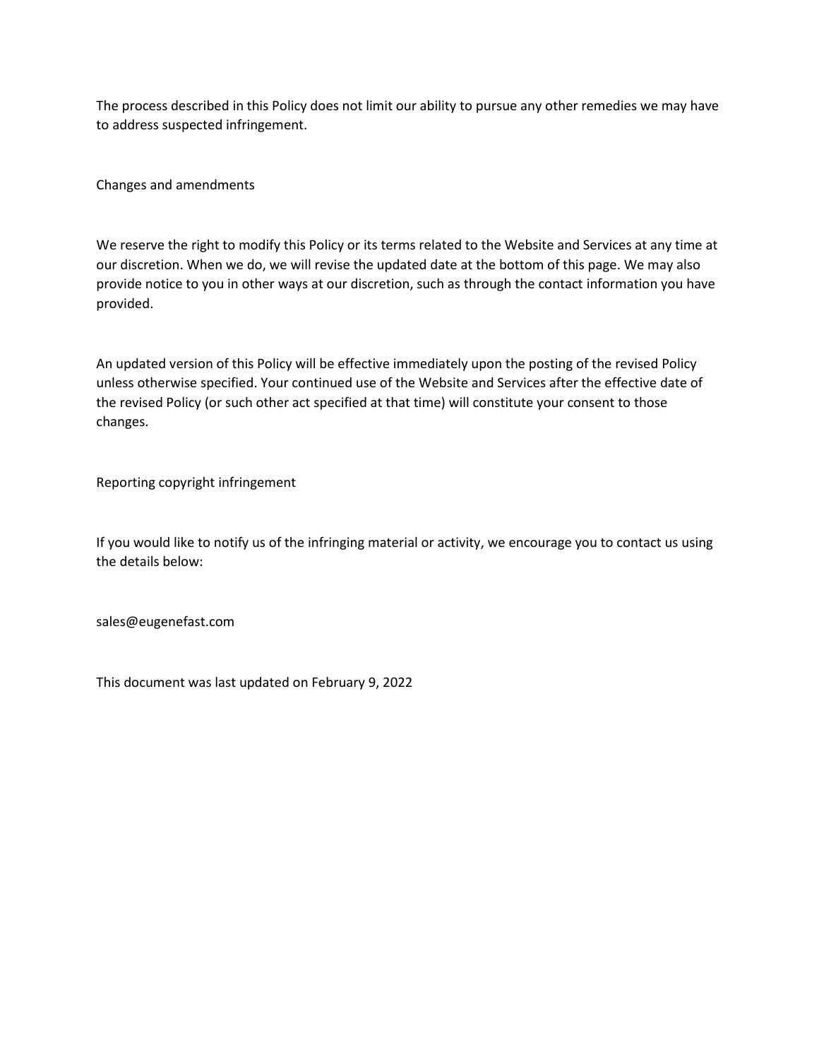The process described in this Policy does not limit our ability to pursue any other remedies we may have to address suspected infringement.

## Changes and amendments

We reserve the right to modify this Policy or its terms related to the Website and Services at any time at our discretion. When we do, we will revise the updated date at the bottom of this page. We may also provide notice to you in other ways at our discretion, such as through the contact information you have provided.

An updated version of this Policy will be effective immediately upon the posting of the revised Policy unless otherwise specified. Your continued use of the Website and Services after the effective date of the revised Policy (or such other act specified at that time) will constitute your consent to those changes.

## Reporting copyright infringement

If you would like to notify us of the infringing material or activity, we encourage you to contact us using the details below:

sales@eugenefast.com

This document was last updated on February 9, 2022